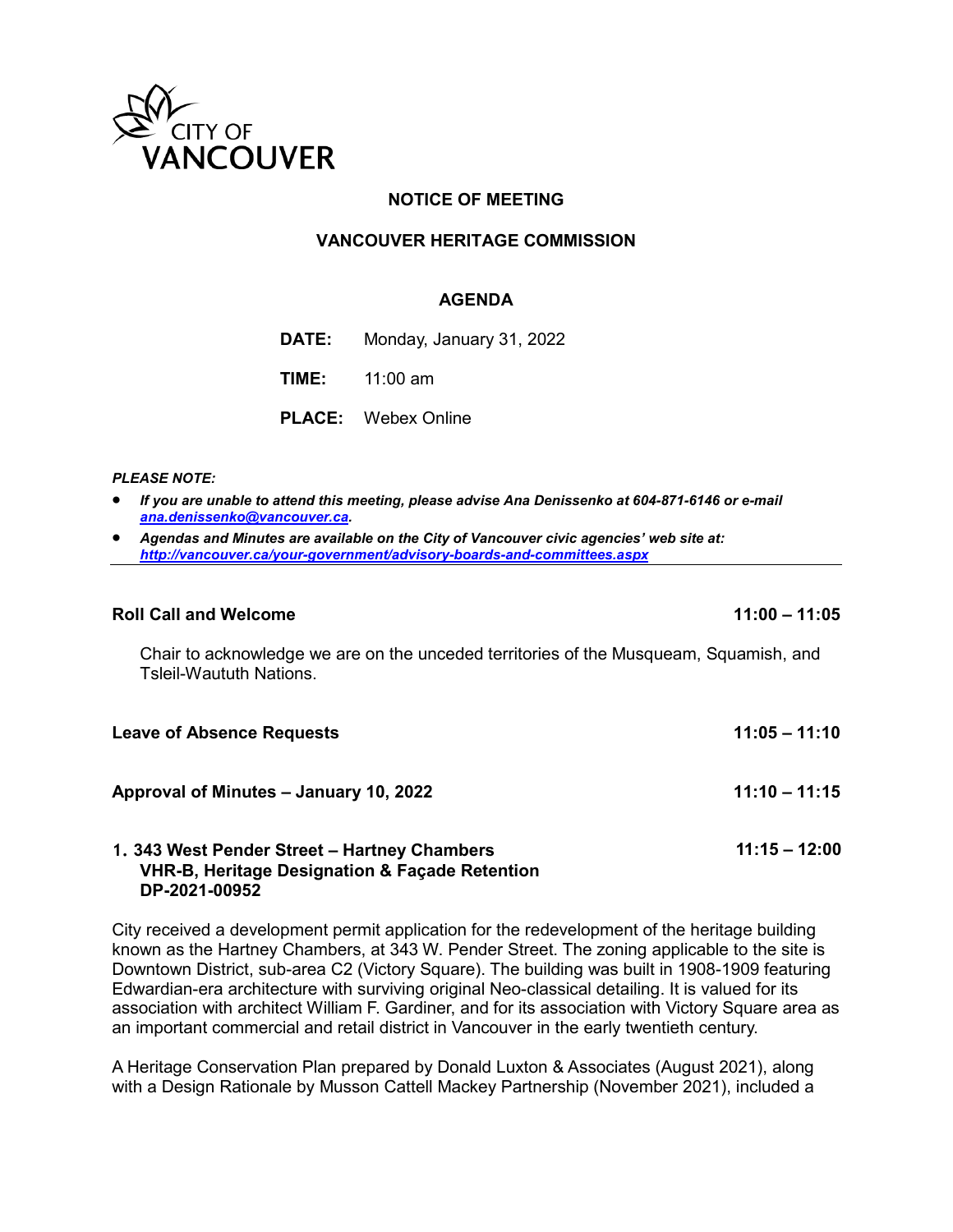CITY OF VANCOUVER

**NOTICE OF MEETING**

**VANCOUVER HERITAGE COMMISSION**

**AGENDA**

**DATE:** Monday, January 31, 2022

**TIME:** 11:00 am

**PLACE:** Webex Online

***PLEASE NOTE:***

- ***If you are unable to attend this meeting, please advise Ana Denissenko at 604-871-6146 or e-mail [ana.denissenko@vancouver.ca](mailto:ana.denissenko@vancouver.ca).***
- ***Agendas and Minutes are available on the City of Vancouver civic agencies' web site at: [http://vancouver.ca/your-government/advisory-boards-and-committees.aspx](http://vancouver.ca/your-government/advisory-boards-and-committees.aspx)***

---

**Roll Call and Welcome** — **11:00 – 11:05**

Chair to acknowledge we are on the unceded territories of the Musqueam, Squamish, and Tsleil-Waututh Nations.

**Leave of Absence Requests** — **11:05 – 11:10**

**Approval of Minutes – January 10, 2022** — **11:10 – 11:15**

**1. 343 West Pender Street – Hartney Chambers** — **11:15 – 12:00**
**VHR-B, Heritage Designation & Façade Retention**
**DP-2021-00952**

City received a development permit application for the redevelopment of the heritage building known as the Hartney Chambers, at 343 W. Pender Street. The zoning applicable to the site is Downtown District, sub-area C2 (Victory Square). The building was built in 1908-1909 featuring Edwardian-era architecture with surviving original Neo-classical detailing. It is valued for its association with architect William F. Gardiner, and for its association with Victory Square area as an important commercial and retail district in Vancouver in the early twentieth century.

A Heritage Conservation Plan prepared by Donald Luxton & Associates (August 2021), along with a Design Rationale by Musson Cattell Mackey Partnership (November 2021), included a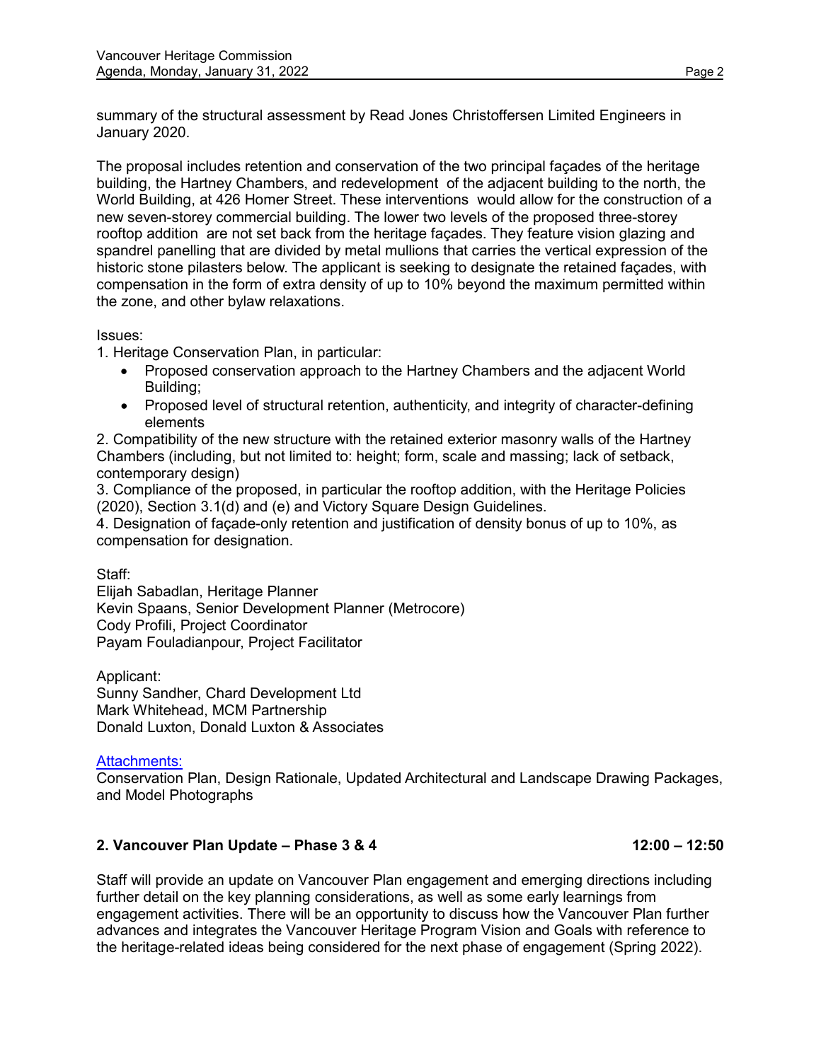summary of the structural assessment by Read Jones Christoffersen Limited Engineers in January 2020.

The proposal includes retention and conservation of the two principal façades of the heritage building, the Hartney Chambers, and redevelopment of the adjacent building to the north, the World Building, at 426 Homer Street. These interventions would allow for the construction of a new seven-storey commercial building. The lower two levels of the proposed three-storey rooftop addition are not set back from the heritage façades. They feature vision glazing and spandrel panelling that are divided by metal mullions that carries the vertical expression of the historic stone pilasters below. The applicant is seeking to designate the retained façades, with compensation in the form of extra density of up to 10% beyond the maximum permitted within the zone, and other bylaw relaxations.

Issues:

1. Heritage Conservation Plan, in particular:
   - Proposed conservation approach to the Hartney Chambers and the adjacent World Building;
   - Proposed level of structural retention, authenticity, and integrity of character-defining elements
2. Compatibility of the new structure with the retained exterior masonry walls of the Hartney Chambers (including, but not limited to: height; form, scale and massing; lack of setback, contemporary design)
3. Compliance of the proposed, in particular the rooftop addition, with the Heritage Policies (2020), Section 3.1(d) and (e) and Victory Square Design Guidelines.
4. Designation of façade-only retention and justification of density bonus of up to 10%, as compensation for designation.

Staff:
Elijah Sabadlan, Heritage Planner
Kevin Spaans, Senior Development Planner (Metrocore)
Cody Profili, Project Coordinator
Payam Fouladianpour, Project Facilitator

Applicant:
Sunny Sandher, Chard Development Ltd
Mark Whitehead, MCM Partnership
Donald Luxton, Donald Luxton & Associates

Attachments:
Conservation Plan, Design Rationale, Updated Architectural and Landscape Drawing Packages, and Model Photographs

## 2. Vancouver Plan Update – Phase 3 & 4 12:00 – 12:50

Staff will provide an update on Vancouver Plan engagement and emerging directions including further detail on the key planning considerations, as well as some early learnings from engagement activities. There will be an opportunity to discuss how the Vancouver Plan further advances and integrates the Vancouver Heritage Program Vision and Goals with reference to the heritage-related ideas being considered for the next phase of engagement (Spring 2022).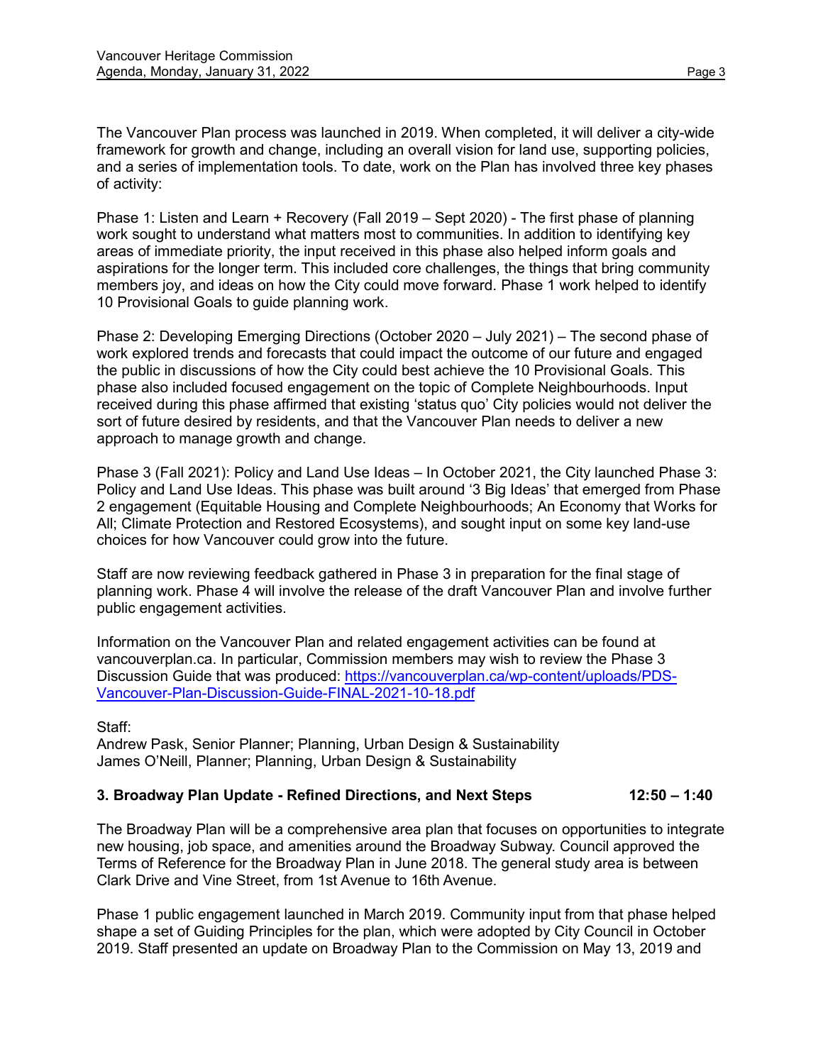The Vancouver Plan process was launched in 2019. When completed, it will deliver a city-wide framework for growth and change, including an overall vision for land use, supporting policies, and a series of implementation tools. To date, work on the Plan has involved three key phases of activity:

Phase 1: Listen and Learn + Recovery (Fall 2019 – Sept 2020) - The first phase of planning work sought to understand what matters most to communities. In addition to identifying key areas of immediate priority, the input received in this phase also helped inform goals and aspirations for the longer term. This included core challenges, the things that bring community members joy, and ideas on how the City could move forward. Phase 1 work helped to identify 10 Provisional Goals to guide planning work.

Phase 2: Developing Emerging Directions (October 2020 – July 2021) – The second phase of work explored trends and forecasts that could impact the outcome of our future and engaged the public in discussions of how the City could best achieve the 10 Provisional Goals. This phase also included focused engagement on the topic of Complete Neighbourhoods. Input received during this phase affirmed that existing 'status quo' City policies would not deliver the sort of future desired by residents, and that the Vancouver Plan needs to deliver a new approach to manage growth and change.

Phase 3 (Fall 2021): Policy and Land Use Ideas – In October 2021, the City launched Phase 3: Policy and Land Use Ideas. This phase was built around '3 Big Ideas' that emerged from Phase 2 engagement (Equitable Housing and Complete Neighbourhoods; An Economy that Works for All; Climate Protection and Restored Ecosystems), and sought input on some key land-use choices for how Vancouver could grow into the future.

Staff are now reviewing feedback gathered in Phase 3 in preparation for the final stage of planning work. Phase 4 will involve the release of the draft Vancouver Plan and involve further public engagement activities.

Information on the Vancouver Plan and related engagement activities can be found at vancouverplan.ca. In particular, Commission members may wish to review the Phase 3 Discussion Guide that was produced: https://vancouverplan.ca/wp-content/uploads/PDS-Vancouver-Plan-Discussion-Guide-FINAL-2021-10-18.pdf

Staff:
Andrew Pask, Senior Planner; Planning, Urban Design & Sustainability
James O'Neill, Planner; Planning, Urban Design & Sustainability

**3. Broadway Plan Update - Refined Directions, and Next Steps** **12:50 – 1:40**

The Broadway Plan will be a comprehensive area plan that focuses on opportunities to integrate new housing, job space, and amenities around the Broadway Subway. Council approved the Terms of Reference for the Broadway Plan in June 2018. The general study area is between Clark Drive and Vine Street, from 1st Avenue to 16th Avenue.

Phase 1 public engagement launched in March 2019. Community input from that phase helped shape a set of Guiding Principles for the plan, which were adopted by City Council in October 2019. Staff presented an update on Broadway Plan to the Commission on May 13, 2019 and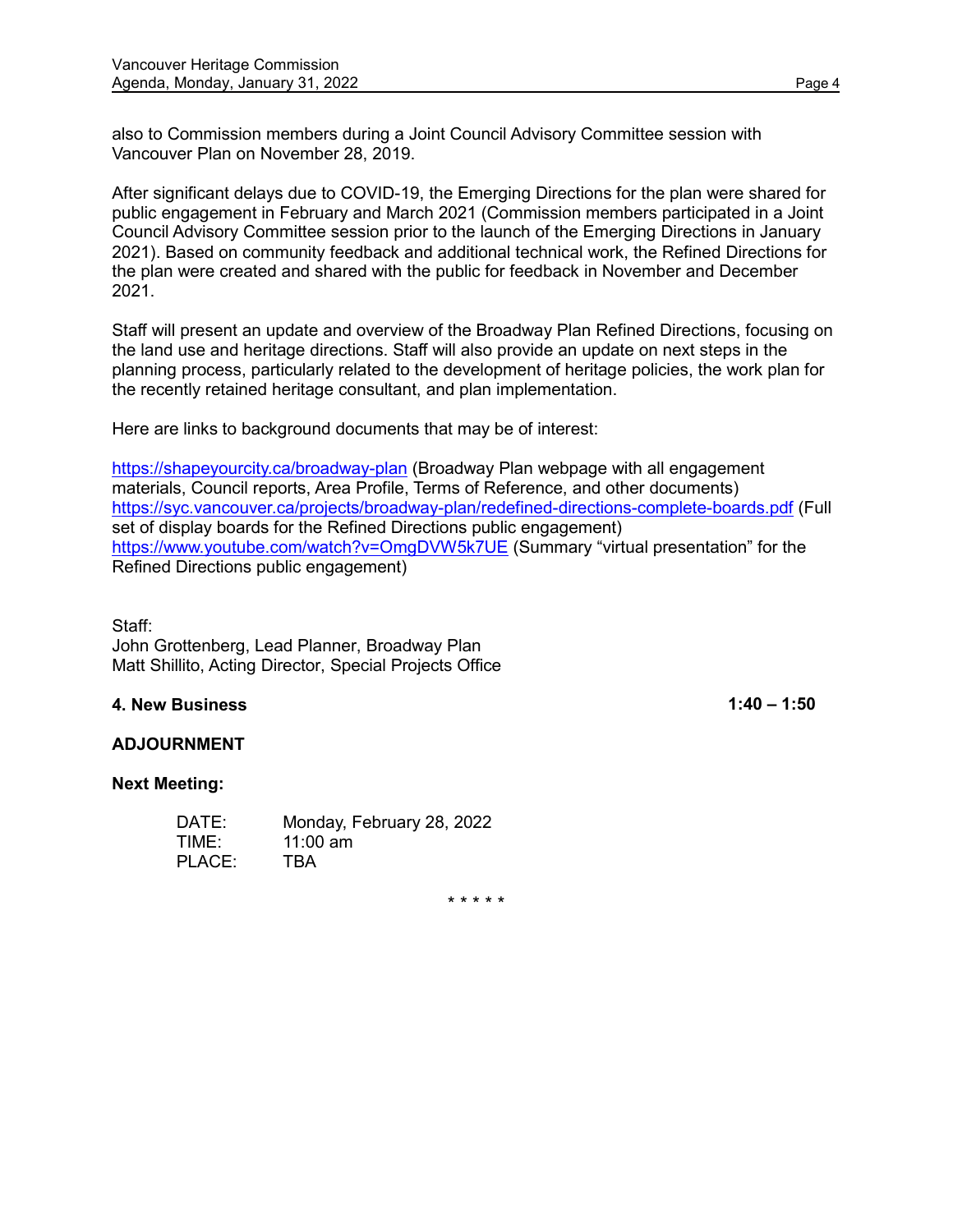also to Commission members during a Joint Council Advisory Committee session with Vancouver Plan on November 28, 2019.

After significant delays due to COVID-19, the Emerging Directions for the plan were shared for public engagement in February and March 2021 (Commission members participated in a Joint Council Advisory Committee session prior to the launch of the Emerging Directions in January 2021). Based on community feedback and additional technical work, the Refined Directions for the plan were created and shared with the public for feedback in November and December 2021.

Staff will present an update and overview of the Broadway Plan Refined Directions, focusing on the land use and heritage directions. Staff will also provide an update on next steps in the planning process, particularly related to the development of heritage policies, the work plan for the recently retained heritage consultant, and plan implementation.

Here are links to background documents that may be of interest:

https://shapeyourcity.ca/broadway-plan (Broadway Plan webpage with all engagement materials, Council reports, Area Profile, Terms of Reference, and other documents)
https://syc.vancouver.ca/projects/broadway-plan/redefined-directions-complete-boards.pdf (Full set of display boards for the Refined Directions public engagement)
https://www.youtube.com/watch?v=OmgDVW5k7UE (Summary "virtual presentation" for the Refined Directions public engagement)

Staff:
John Grottenberg, Lead Planner, Broadway Plan
Matt Shillito, Acting Director, Special Projects Office

**4. New Business** **1:40 – 1:50**

**ADJOURNMENT**

**Next Meeting:**

DATE: Monday, February 28, 2022
TIME: 11:00 am
PLACE: TBA

* * * * *